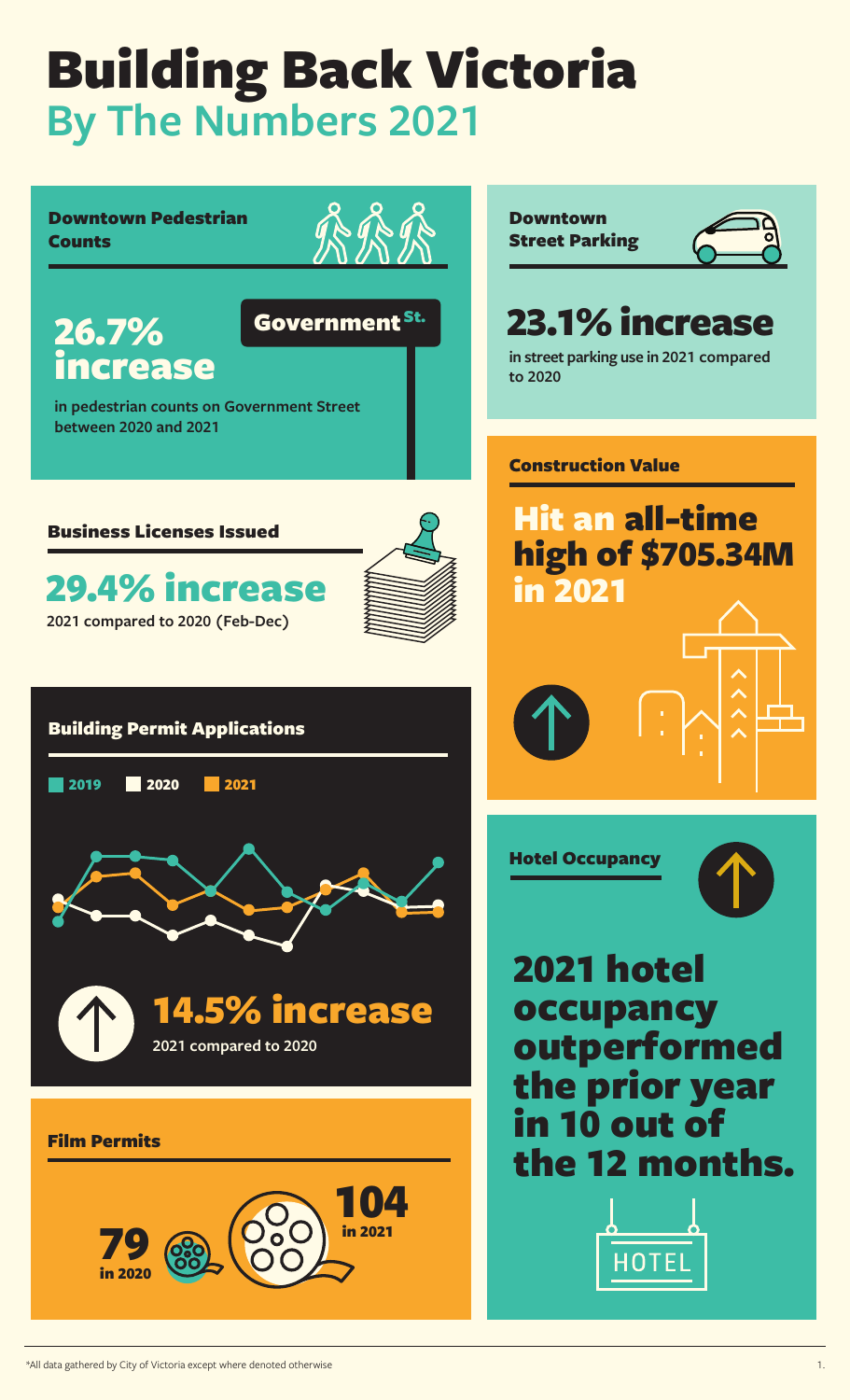# Building Back Victoria
## By The Numbers 2021

### Downtown Pedestrian Counts

Government St.

**26.7% increase**

in pedestrian counts on Government Street between 2020 and 2021

### Business Licenses Issued

**29.4% increase**

2021 compared to 2020 (Feb-Dec)

### Building Permit Applications

2019 | 2020 | 2021

**14.5% increase**

2021 compared to 2020

### Film Permits

**79** in 2020

**104** in 2021

### Downtown Street Parking

**23.1% increase**

in street parking use in 2021 compared to 2020

### Construction Value

**Hit an all-time high of $705.34M in 2021**

### Hotel Occupancy

**2021 hotel occupancy outperformed the prior year in 10 out of the 12 months.**

HOTEL

*All data gathered by City of Victoria except where denoted otherwise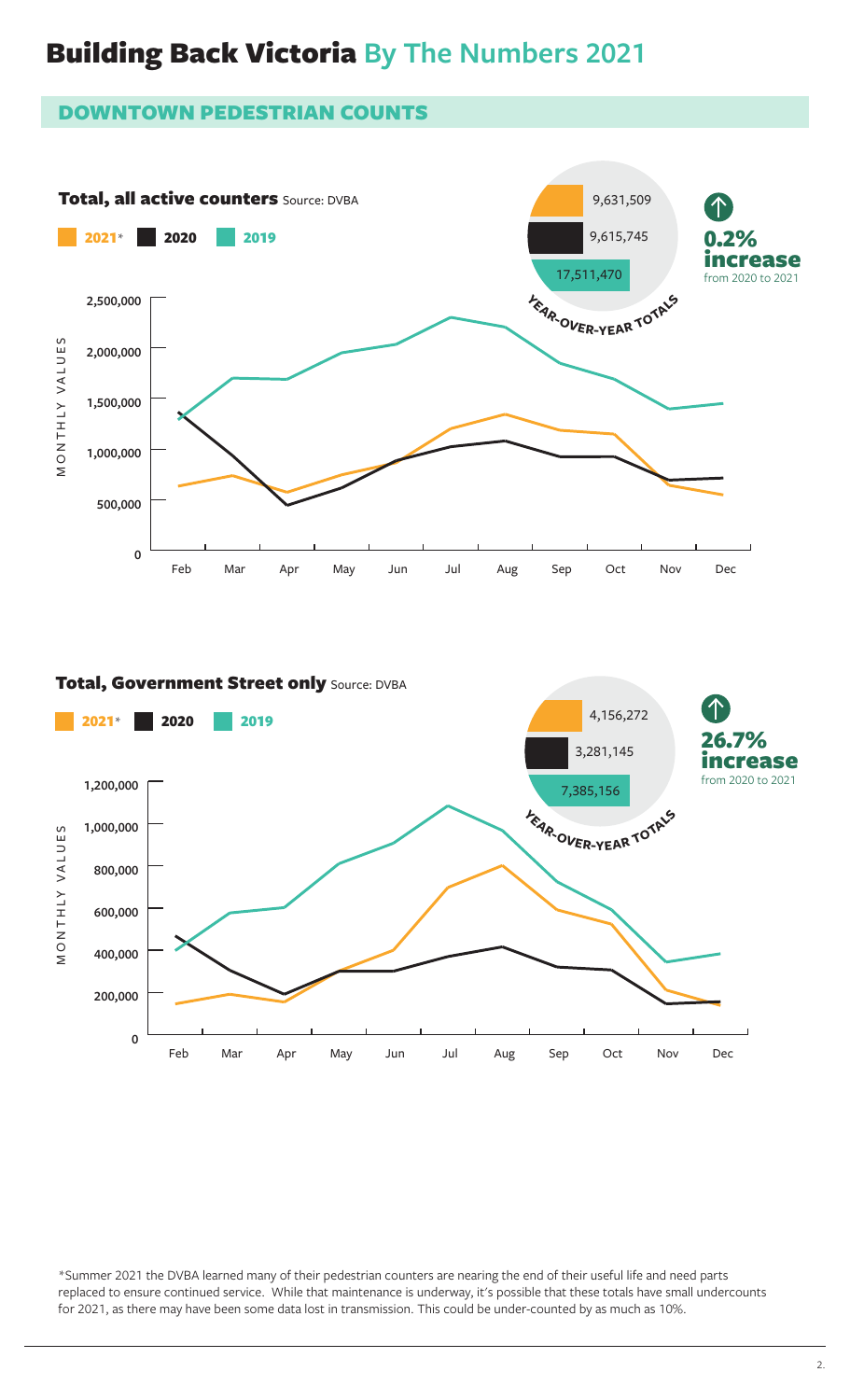# Building Back Victoria By The Numbers 2021

## DOWNTOWN PEDESTRIAN COUNTS

### Total, all active counters Source: DVBA

2021* | 2020 | 2019

**Year-over-year totals**

| Year | Total |
|---|---|
| 2021* | 9,631,509 |
| 2020 | 9,615,745 |
| 2019 | 17,511,470 |

**0.2% increase** from 2020 to 2021

### Total, Government Street only Source: DVBA

2021* | 2020 | 2019

**Year-over-year totals**

| Year | Total |
|---|---|
| 2021* | 4,156,272 |
| 2020 | 3,281,145 |
| 2019 | 7,385,156 |

**26.7% increase** from 2020 to 2021

*Summer 2021 the DVBA learned many of their pedestrian counters are nearing the end of their useful life and need parts replaced to ensure continued service. While that maintenance is underway, it's possible that these totals have small undercounts for 2021, as there may have been some data lost in transmission. This could be under-counted by as much as 10%.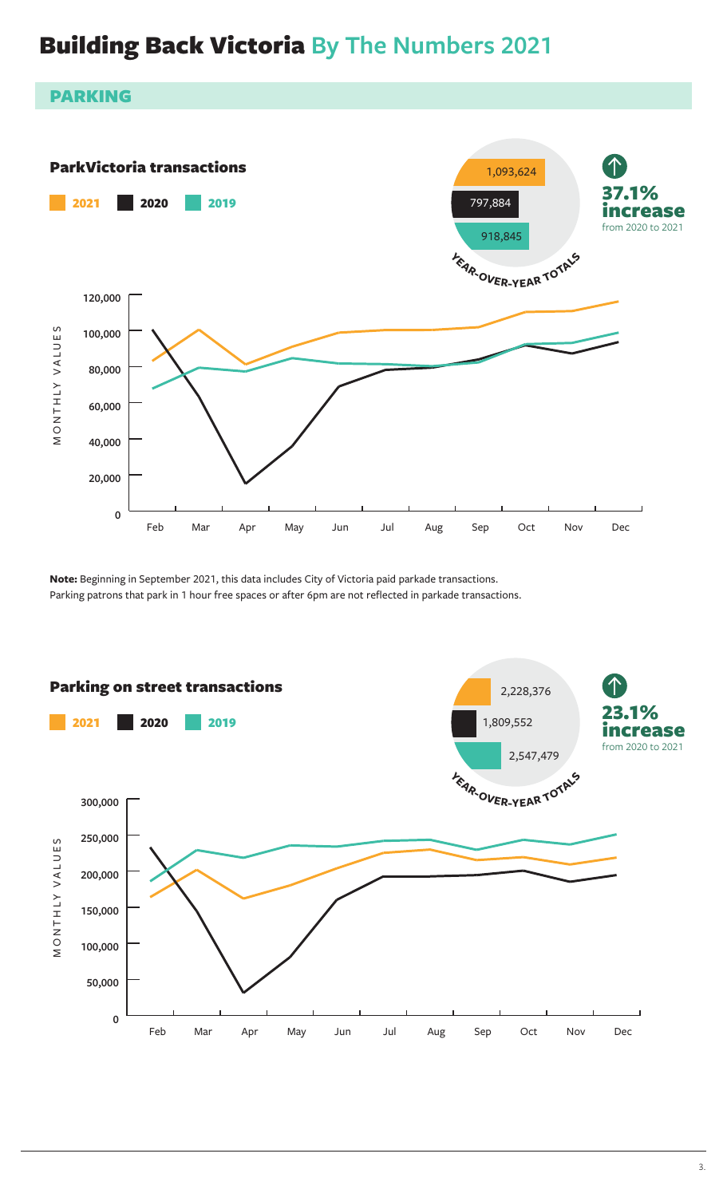# Building Back Victoria By The Numbers 2021

## PARKING

### ParkVictoria transactions

2021 | 2020 | 2019

**Year-over-year totals**

- 2021: 1,093,624
- 2020: 797,884
- 2019: 918,845

**37.1% increase** from 2020 to 2021

MONTHLY VALUES: 0, 20,000, 40,000, 60,000, 80,000, 100,000, 120,000

Feb, Mar, Apr, May, Jun, Jul, Aug, Sep, Oct, Nov, Dec

**Note:** Beginning in September 2021, this data includes City of Victoria paid parkade transactions.
Parking patrons that park in 1 hour free spaces or after 6pm are not reflected in parkade transactions.

### Parking on street transactions

2021 | 2020 | 2019

**Year-over-year totals**

- 2021: 2,228,376
- 2020: 1,809,552
- 2019: 2,547,479

**23.1% increase** from 2020 to 2021

MONTHLY VALUES: 0, 50,000, 100,000, 150,000, 200,000, 250,000, 300,000

Feb, Mar, Apr, May, Jun, Jul, Aug, Sep, Oct, Nov, Dec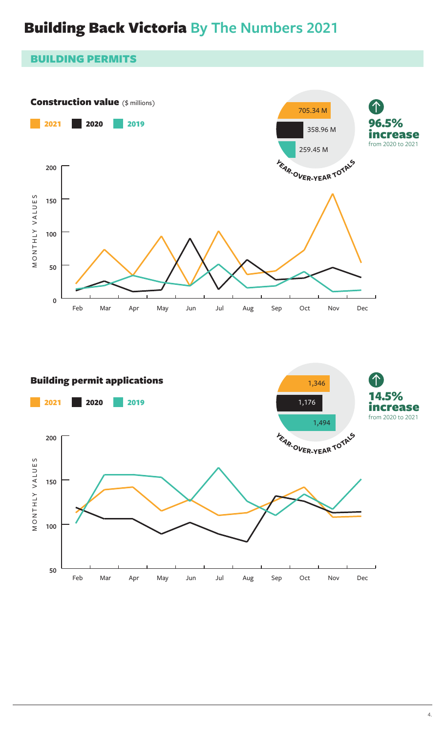# Building Back Victoria By The Numbers 2021

## BUILDING PERMITS

### Construction value ($ millions)

2021 | 2020 | 2019

**Year-over-year totals**

- 2021: 705.34 M
- 2020: 358.96 M
- 2019: 259.45 M

**96.5% increase** from 2020 to 2021

MONTHLY VALUES

0, 50, 100, 150, 200

Feb, Mar, Apr, May, Jun, Jul, Aug, Sep, Oct, Nov, Dec

### Building permit applications

2021 | 2020 | 2019

**Year-over-year totals**

- 2021: 1,346
- 2020: 1,176
- 2019: 1,494

**14.5% increase** from 2020 to 2021

MONTHLY VALUES

50, 100, 150, 200

Feb, Mar, Apr, May, Jun, Jul, Aug, Sep, Oct, Nov, Dec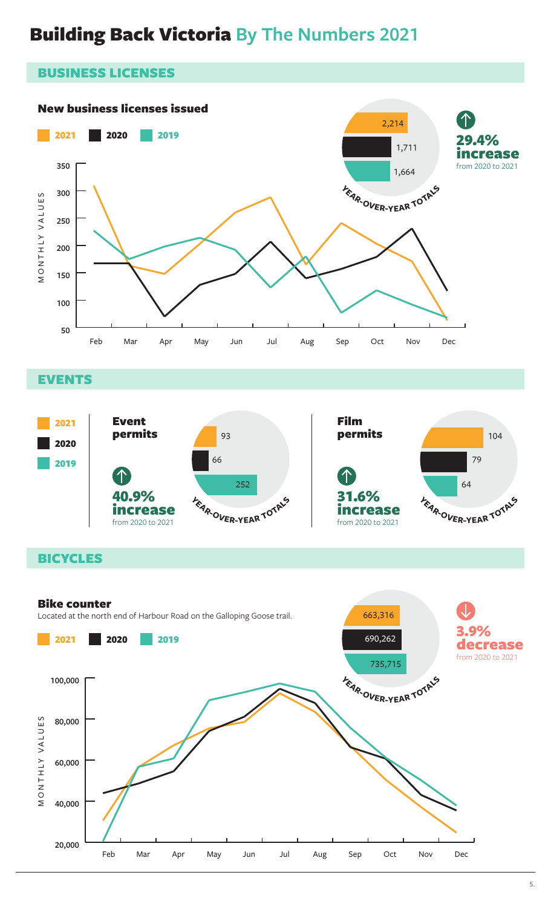# Building Back Victoria By The Numbers 2021

## BUSINESS LICENSES

### New business licenses issued

2021 | 2020 | 2019

MONTHLY VALUES

YEAR-OVER-YEAR TOTALS

| Year | Total |
|---|---|
| 2021 | 2,214 |
| 2020 | 1,711 |
| 2019 | 1,664 |

**29.4% increase** from 2020 to 2021

## EVENTS

2021 | 2020 | 2019

### Event permits

**40.9% increase** from 2020 to 2021

YEAR-OVER-YEAR TOTALS

| Year | Total |
|---|---|
| 2021 | 93 |
| 2020 | 66 |
| 2019 | 252 |

### Film permits

**31.6% increase** from 2020 to 2021

YEAR-OVER-YEAR TOTALS

| Year | Total |
|---|---|
| 2021 | 104 |
| 2020 | 79 |
| 2019 | 64 |

## BICYCLES

### Bike counter

Located at the north end of Harbour Road on the Galloping Goose trail.

2021 | 2020 | 2019

MONTHLY VALUES

YEAR-OVER-YEAR TOTALS

| Year | Total |
|---|---|
| 2021 | 663,316 |
| 2020 | 690,262 |
| 2019 | 735,715 |

**3.9% decrease** from 2020 to 2021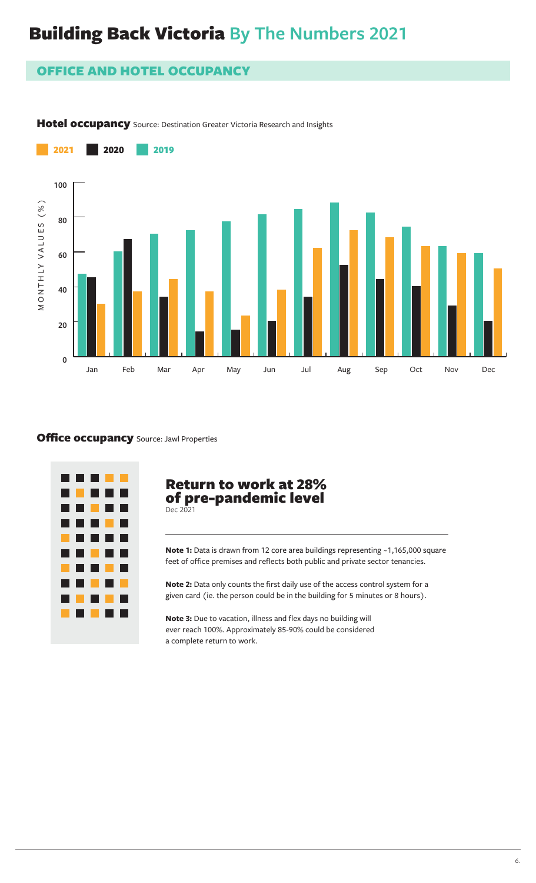# Building Back Victoria By The Numbers 2021

## OFFICE AND HOTEL OCCUPANCY

### Hotel occupancy

Source: Destination Greater Victoria Research and Insights

2021
2020
2019

MONTHLY VALUES (%)

100
80
60
40
20
0

Jan Feb Mar Apr May Jun Jul Aug Sep Oct Nov Dec

### Office occupancy

Source: Jawl Properties

**Return to work at 28% of pre-pandemic level**

Dec 2021

**Note 1:** Data is drawn from 12 core area buildings representing ~1,165,000 square feet of office premises and reflects both public and private sector tenancies.

**Note 2:** Data only counts the first daily use of the access control system for a given card (ie. the person could be in the building for 5 minutes or 8 hours).

**Note 3:** Due to vacation, illness and flex days no building will ever reach 100%. Approximately 85-90% could be considered a complete return to work.